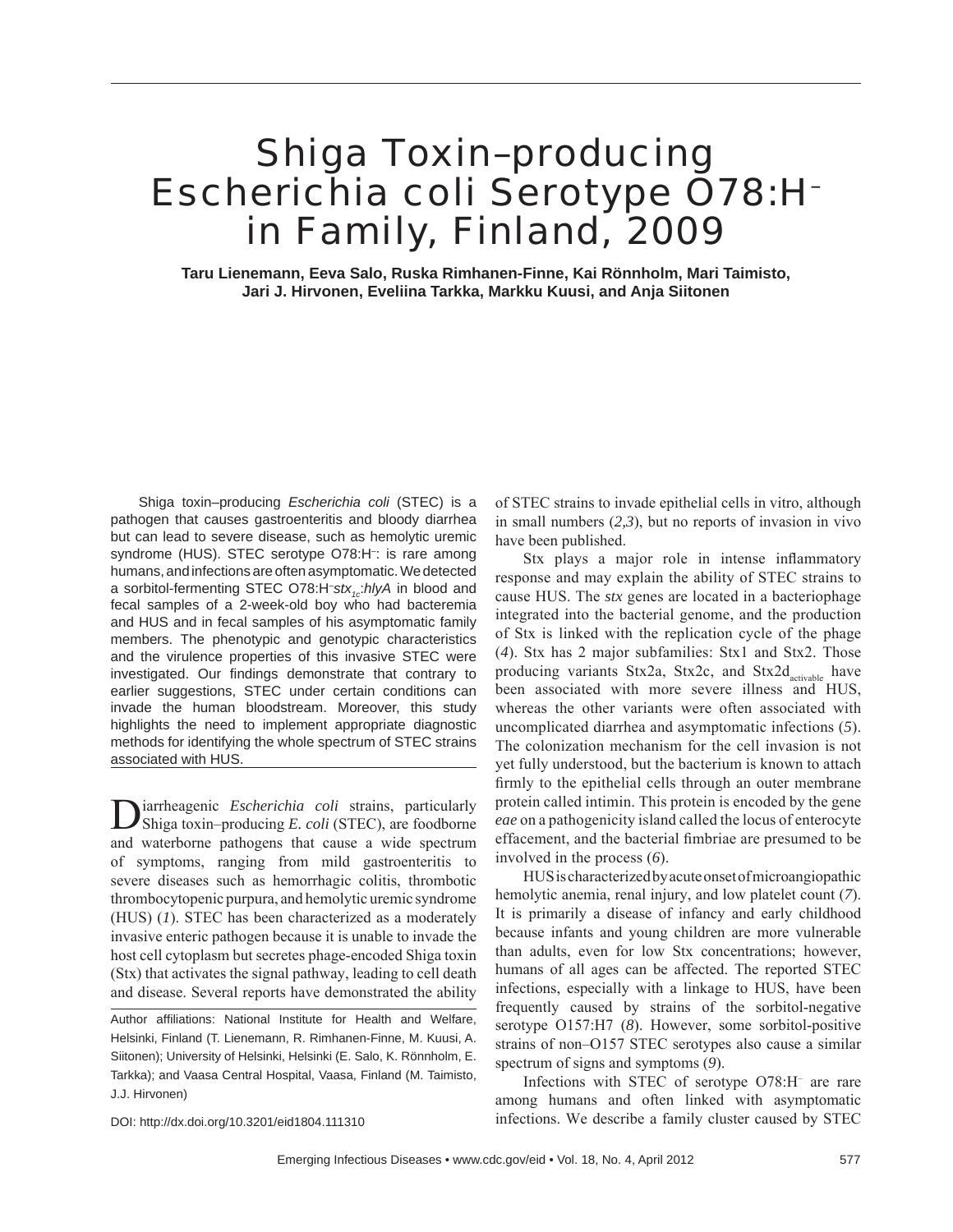# Shiga Toxin–producing *Escherichia coli* Serotype O78:H$^-$ in Family, Finland, 2009

**Taru Lienemann, Eeva Salo, Ruska Rimhanen-Finne, Kai Rönnholm, Mari Taimisto, Jari J. Hirvonen, Eveliina Tarkka, Markku Kuusi, and Anja Siitonen**

Shiga toxin–producing *Escherichia coli* (STEC) is a pathogen that causes gastroenteritis and bloody diarrhea but can lead to severe disease, such as hemolytic uremic syndrome (HUS). STEC serotype O78:H$^-$: is rare among humans, and infections are often asymptomatic. We detected a sorbitol-fermenting STEC O78:H$^-$*stx*$_{1c}$:*hlyA* in blood and fecal samples of a 2-week-old boy who had bacteremia and HUS and in fecal samples of his asymptomatic family members. The phenotypic and genotypic characteristics and the virulence properties of this invasive STEC were investigated. Our findings demonstrate that contrary to earlier suggestions, STEC under certain conditions can invade the human bloodstream. Moreover, this study highlights the need to implement appropriate diagnostic methods for identifying the whole spectrum of STEC strains associated with HUS.

Diarrheagenic *Escherichia coli* strains, particularly Shiga toxin–producing *E. coli* (STEC), are foodborne and waterborne pathogens that cause a wide spectrum of symptoms, ranging from mild gastroenteritis to severe diseases such as hemorrhagic colitis, thrombotic thrombocytopenic purpura, and hemolytic uremic syndrome (HUS) (*1*). STEC has been characterized as a moderately invasive enteric pathogen because it is unable to invade the host cell cytoplasm but secretes phage-encoded Shiga toxin (Stx) that activates the signal pathway, leading to cell death and disease. Several reports have demonstrated the ability of STEC strains to invade epithelial cells in vitro, although in small numbers (*2*,*3*), but no reports of invasion in vivo have been published.

Author affiliations: National Institute for Health and Welfare, Helsinki, Finland (T. Lienemann, R. Rimhanen-Finne, M. Kuusi, A. Siitonen); University of Helsinki, Helsinki (E. Salo, K. Rönnholm, E. Tarkka); and Vaasa Central Hospital, Vaasa, Finland (M. Taimisto, J.J. Hirvonen)

DOI: http://dx.doi.org/10.3201/eid1804.111310

Stx plays a major role in intense inflammatory response and may explain the ability of STEC strains to cause HUS. The *stx* genes are located in a bacteriophage integrated into the bacterial genome, and the production of Stx is linked with the replication cycle of the phage (*4*). Stx has 2 major subfamilies: Stx1 and Stx2. Those producing variants Stx2a, Stx2c, and Stx2d$_{activable}$ have been associated with more severe illness and HUS, whereas the other variants were often associated with uncomplicated diarrhea and asymptomatic infections (*5*). The colonization mechanism for the cell invasion is not yet fully understood, but the bacterium is known to attach firmly to the epithelial cells through an outer membrane protein called intimin. This protein is encoded by the gene *eae* on a pathogenicity island called the locus of enterocyte effacement, and the bacterial fimbriae are presumed to be involved in the process (*6*).

HUS is characterized by acute onset of microangiopathic hemolytic anemia, renal injury, and low platelet count (*7*). It is primarily a disease of infancy and early childhood because infants and young children are more vulnerable than adults, even for low Stx concentrations; however, humans of all ages can be affected. The reported STEC infections, especially with a linkage to HUS, have been frequently caused by strains of the sorbitol-negative serotype O157:H7 (*8*). However, some sorbitol-positive strains of non–O157 STEC serotypes also cause a similar spectrum of signs and symptoms (*9*).

Infections with STEC of serotype O78:H$^-$ are rare among humans and often linked with asymptomatic infections. We describe a family cluster caused by STEC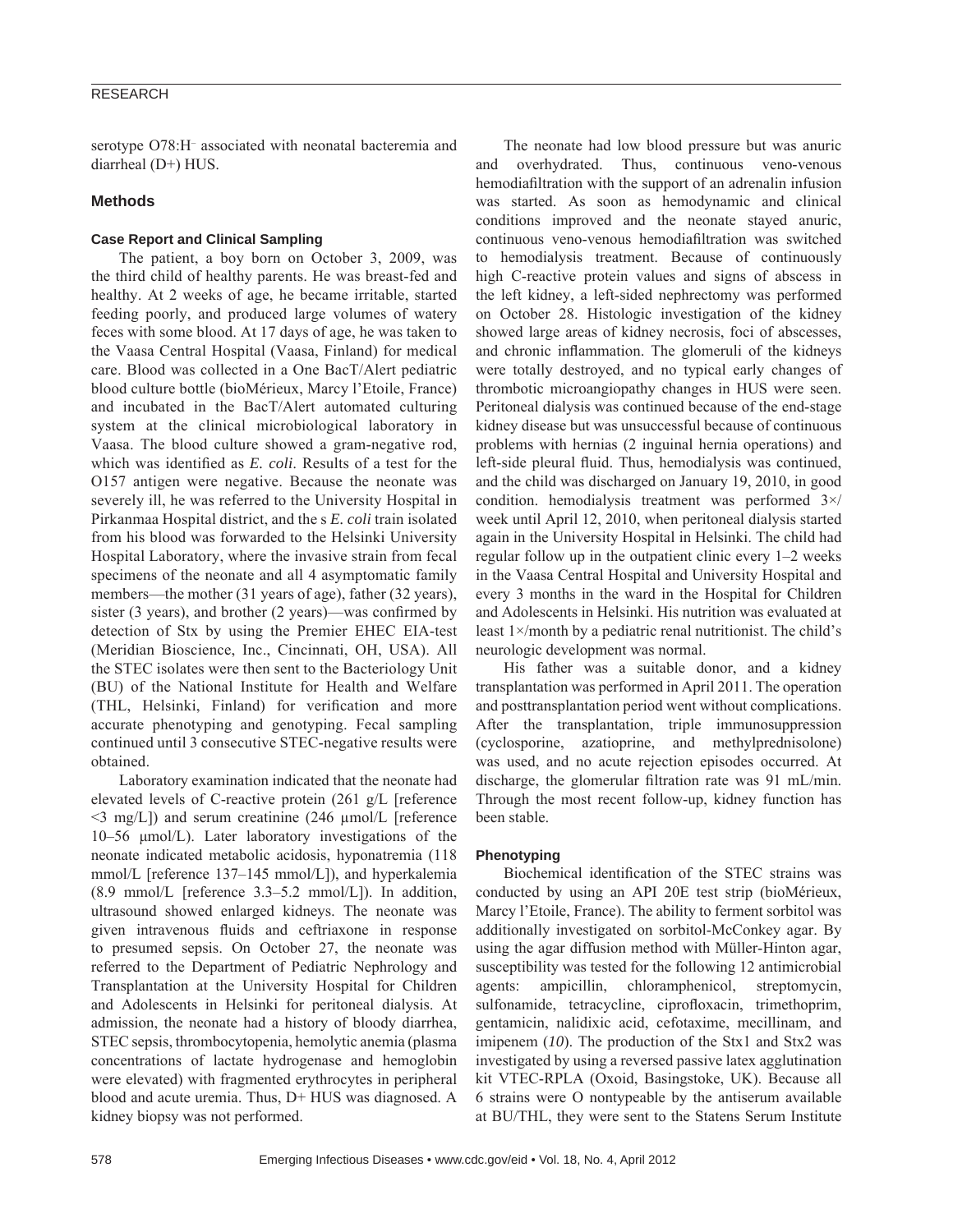serotype O78:H⁻ associated with neonatal bacteremia and diarrheal (D+) HUS.

## Methods

### Case Report and Clinical Sampling

The patient, a boy born on October 3, 2009, was the third child of healthy parents. He was breast-fed and healthy. At 2 weeks of age, he became irritable, started feeding poorly, and produced large volumes of watery feces with some blood. At 17 days of age, he was taken to the Vaasa Central Hospital (Vaasa, Finland) for medical care. Blood was collected in a One BacT/Alert pediatric blood culture bottle (bioMérieux, Marcy l'Etoile, France) and incubated in the BacT/Alert automated culturing system at the clinical microbiological laboratory in Vaasa. The blood culture showed a gram-negative rod, which was identified as *E. coli*. Results of a test for the O157 antigen were negative. Because the neonate was severely ill, he was referred to the University Hospital in Pirkanmaa Hospital district, and the s *E. coli* train isolated from his blood was forwarded to the Helsinki University Hospital Laboratory, where the invasive strain from fecal specimens of the neonate and all 4 asymptomatic family members—the mother (31 years of age), father (32 years), sister (3 years), and brother (2 years)—was confirmed by detection of Stx by using the Premier EHEC EIA-test (Meridian Bioscience, Inc., Cincinnati, OH, USA). All the STEC isolates were then sent to the Bacteriology Unit (BU) of the National Institute for Health and Welfare (THL, Helsinki, Finland) for verification and more accurate phenotyping and genotyping. Fecal sampling continued until 3 consecutive STEC-negative results were obtained.

Laboratory examination indicated that the neonate had elevated levels of C-reactive protein (261 g/L [reference <3 mg/L]) and serum creatinine (246 μmol/L [reference 10–56 μmol/L). Later laboratory investigations of the neonate indicated metabolic acidosis, hyponatremia (118 mmol/L [reference 137–145 mmol/L]), and hyperkalemia (8.9 mmol/L [reference 3.3–5.2 mmol/L]). In addition, ultrasound showed enlarged kidneys. The neonate was given intravenous fluids and ceftriaxone in response to presumed sepsis. On October 27, the neonate was referred to the Department of Pediatric Nephrology and Transplantation at the University Hospital for Children and Adolescents in Helsinki for peritoneal dialysis. At admission, the neonate had a history of bloody diarrhea, STEC sepsis, thrombocytopenia, hemolytic anemia (plasma concentrations of lactate hydrogenase and hemoglobin were elevated) with fragmented erythrocytes in peripheral blood and acute uremia. Thus, D+ HUS was diagnosed. A kidney biopsy was not performed.

The neonate had low blood pressure but was anuric and overhydrated. Thus, continuous veno-venous hemodiafiltration with the support of an adrenalin infusion was started. As soon as hemodynamic and clinical conditions improved and the neonate stayed anuric, continuous veno-venous hemodiafiltration was switched to hemodialysis treatment. Because of continuously high C-reactive protein values and signs of abscess in the left kidney, a left-sided nephrectomy was performed on October 28. Histologic investigation of the kidney showed large areas of kidney necrosis, foci of abscesses, and chronic inflammation. The glomeruli of the kidneys were totally destroyed, and no typical early changes of thrombotic microangiopathy changes in HUS were seen. Peritoneal dialysis was continued because of the end-stage kidney disease but was unsuccessful because of continuous problems with hernias (2 inguinal hernia operations) and left-side pleural fluid. Thus, hemodialysis was continued, and the child was discharged on January 19, 2010, in good condition. hemodialysis treatment was performed 3×/week until April 12, 2010, when peritoneal dialysis started again in the University Hospital in Helsinki. The child had regular follow up in the outpatient clinic every 1–2 weeks in the Vaasa Central Hospital and University Hospital and every 3 months in the ward in the Hospital for Children and Adolescents in Helsinki. His nutrition was evaluated at least 1×/month by a pediatric renal nutritionist. The child's neurologic development was normal.

His father was a suitable donor, and a kidney transplantation was performed in April 2011. The operation and posttransplantation period went without complications. After the transplantation, triple immunosuppression (cyclosporine, azatioprine, and methylprednisolone) was used, and no acute rejection episodes occurred. At discharge, the glomerular filtration rate was 91 mL/min. Through the most recent follow-up, kidney function has been stable.

### Phenotyping

Biochemical identification of the STEC strains was conducted by using an API 20E test strip (bioMérieux, Marcy l'Etoile, France). The ability to ferment sorbitol was additionally investigated on sorbitol-McConkey agar. By using the agar diffusion method with Müller-Hinton agar, susceptibility was tested for the following 12 antimicrobial agents: ampicillin, chloramphenicol, streptomycin, sulfonamide, tetracycline, ciprofloxacin, trimethoprim, gentamicin, nalidixic acid, cefotaxime, mecillinam, and imipenem (*10*). The production of the Stx1 and Stx2 was investigated by using a reversed passive latex agglutination kit VTEC-RPLA (Oxoid, Basingstoke, UK). Because all 6 strains were O nontypeable by the antiserum available at BU/THL, they were sent to the Statens Serum Institute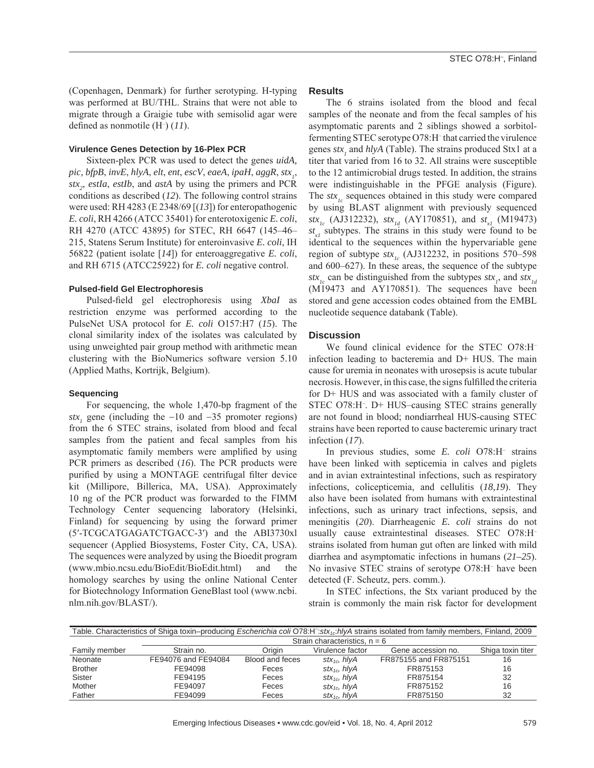(Copenhagen, Denmark) for further serotyping. H-typing was performed at BU/THL. Strains that were not able to migrate through a Graigie tube with semisolid agar were defined as nonmotile ($H^-$) (*11*).

### Virulence Genes Detection by 16-Plex PCR

Sixteen-plex PCR was used to detect the genes *uidA, pic, bfpB*, *invE*, *hlyA*, *elt*, *ent*, *escV*, *eaeA*, *ipaH*, *aggR*, $stx_1$, $stx_2$, *estIa*, *estIb*, and *astA* by using the primers and PCR conditions as described (*12*). The following control strains were used: RH 4283 (E 2348/69 [(*13*]) for enteropathogenic *E. coli*, RH 4266 (ATCC 35401) for enterotoxigenic *E. coli*, RH 4270 (ATCC 43895) for STEC, RH 6647 (145–46–215, Statens Serum Institute) for enteroinvasive *E. coli*, IH 56822 (patient isolate [*14*]) for enteroaggregative *E. coli*, and RH 6715 (ATCC25922) for *E. coli* negative control.

### Pulsed-field Gel Electrophoresis

Pulsed-field gel electrophoresis using *XbaI* as restriction enzyme was performed according to the PulseNet USA protocol for *E. coli* O157:H7 (*15*). The clonal similarity index of the isolates was calculated by using unweighted pair group method with arithmetic mean clustering with the BioNumerics software version 5.10 (Applied Maths, Kortrijk, Belgium).

### Sequencing

For sequencing, the whole 1,470-bp fragment of the $stx_1$ gene (including the −10 and −35 promoter regions) from the 6 STEC strains, isolated from blood and fecal samples from the patient and fecal samples from his asymptomatic family members were amplified by using PCR primers as described (*16*). The PCR products were purified by using a MONTAGE centrifugal filter device kit (Millipore, Billerica, MA, USA). Approximately 10 ng of the PCR product was forwarded to the FIMM Technology Center sequencing laboratory (Helsinki, Finland) for sequencing by using the forward primer (5′-TCGCATGAGATCTGACC-3′) and the ABI3730xl sequencer (Applied Biosystems, Foster City, CA, USA). The sequences were analyzed by using the Bioedit program (www.mbio.ncsu.edu/BioEdit/BioEdit.html) and the homology searches by using the online National Center for Biotechnology Information GeneBlast tool (www.ncbi.nlm.nih.gov/BLAST/).

## Results

The 6 strains isolated from the blood and fecal samples of the neonate and from the fecal samples of his asymptomatic parents and 2 siblings showed a sorbitol-fermenting STEC serotype O78:$H^-$ that carried the virulence genes $stx_1$ and *hlyA* (Table). The strains produced Stx1 at a titer that varied from 16 to 32. All strains were susceptible to the 12 antimicrobial drugs tested. In addition, the strains were indistinguishable in the PFGE analysis (Figure). The $stx_{1c}$ sequences obtained in this study were compared by using BLAST alignment with previously sequenced $stx_{1c}$ (AJ312232), $stx_{1d}$ (AY170851), and $st_{x1}$ (M19473) $st_{x1}$ subtypes. The strains in this study were found to be identical to the sequences within the hypervariable gene region of subtype $stx_{1c}$ (AJ312232, in positions 570–598 and 600–627). In these areas, the sequence of the subtype $stx_{1c}$ can be distinguished from the subtypes $stx_1$, and $stx_{1d}$ (M19473 and AY170851). The sequences have been stored and gene accession codes obtained from the EMBL nucleotide sequence databank (Table).

## Discussion

We found clinical evidence for the STEC O78:$H^-$ infection leading to bacteremia and D+ HUS. The main cause for uremia in neonates with urosepsis is acute tubular necrosis. However, in this case, the signs fulfilled the criteria for D+ HUS and was associated with a family cluster of STEC O78:$H^-$. D+ HUS–causing STEC strains generally are not found in blood; nondiarrheal HUS-causing STEC strains have been reported to cause bacteremic urinary tract infection (*17*).

In previous studies, some *E. coli* O78:$H^-$ strains have been linked with septicemia in calves and piglets and in avian extraintestinal infections, such as respiratory infections, colicepticemia, and cellulitis (*18,19*). They also have been isolated from humans with extraintestinal infections, such as urinary tract infections, sepsis, and meningitis (*20*). Diarrheagenic *E. coli* strains do not usually cause extraintestinal diseases. STEC O78:$H^-$ strains isolated from human gut often are linked with mild diarrhea and asymptomatic infections in humans (*21–25*). No invasive STEC strains of serotype O78:$H^-$ have been detected (F. Scheutz, pers. comm.).

In STEC infections, the Stx variant produced by the strain is commonly the main risk factor for development

Table. Characteristics of Shiga toxin–producing *Escherichia coli* O78:$H^-$:$stx_{1c}$:*hlyA* strains isolated from family members, Finland, 2009

| Family member | Strain characteristics, n = 6 | | | | |
|---|---|---|---|---|---|
| | Strain no. | Origin | Virulence factor | Gene accession no. | Shiga toxin titer |
| Neonate | FE94076 and FE94084 | Blood and feces | $stx_{1c}$, *hlyA* | FR875155 and FR875151 | 16 |
| Brother | FE94098 | Feces | $stx_{1c}$, *hlyA* | FR875153 | 16 |
| Sister | FE94195 | Feces | $stx_{1c}$, *hlyA* | FR875154 | 32 |
| Mother | FE94097 | Feces | $stx_{1c}$, *hlyA* | FR875152 | 16 |
| Father | FE94099 | Feces | $stx_{1c}$, *hlyA* | FR875150 | 32 |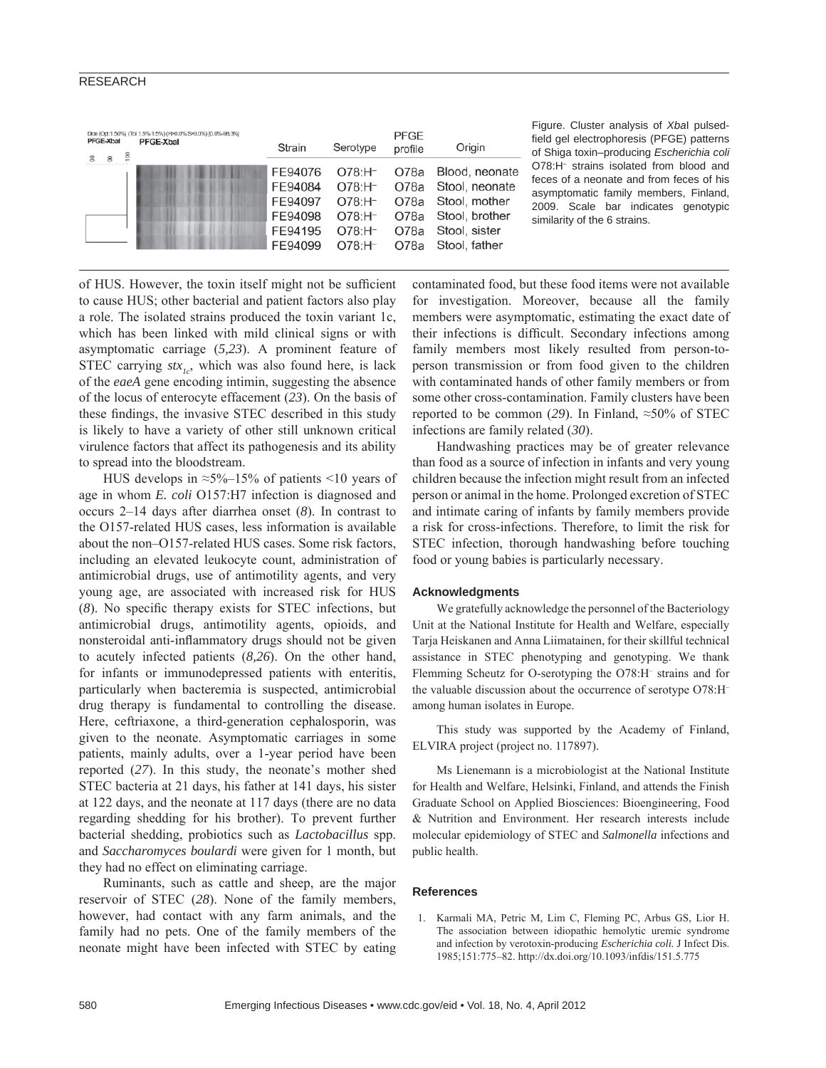| Strain | Serotype | PFGE profile | Origin |
|---|---|---|---|
| FE94076 | O78:H− | O78a | Blood, neonate |
| FE94084 | O78:H− | O78a | Stool, neonate |
| FE94097 | O78:H− | O78a | Stool, mother |
| FE94098 | O78:H− | O78a | Stool, brother |
| FE94195 | O78:H− | O78a | Stool, sister |
| FE94099 | O78:H− | O78a | Stool, father |

Figure. Cluster analysis of *Xba*I pulsed-field gel electrophoresis (PFGE) patterns of Shiga toxin–producing *Escherichia coli* O78:H− strains isolated from blood and feces of a neonate and from feces of his asymptomatic family members, Finland, 2009. Scale bar indicates genotypic similarity of the 6 strains.

of HUS. However, the toxin itself might not be sufficient to cause HUS; other bacterial and patient factors also play a role. The isolated strains produced the toxin variant 1c, which has been linked with mild clinical signs or with asymptomatic carriage (*5,23*). A prominent feature of STEC carrying $stx_{1c}$, which was also found here, is lack of the *eaeA* gene encoding intimin, suggesting the absence of the locus of enterocyte effacement (*23*). On the basis of these findings, the invasive STEC described in this study is likely to have a variety of other still unknown critical virulence factors that affect its pathogenesis and its ability to spread into the bloodstream.

HUS develops in ≈5%–15% of patients <10 years of age in whom *E. coli* O157:H7 infection is diagnosed and occurs 2–14 days after diarrhea onset (*8*). In contrast to the O157-related HUS cases, less information is available about the non–O157-related HUS cases. Some risk factors, including an elevated leukocyte count, administration of antimicrobial drugs, use of antimotility agents, and very young age, are associated with increased risk for HUS (*8*). No specific therapy exists for STEC infections, but antimicrobial drugs, antimotility agents, opioids, and nonsteroidal anti-inflammatory drugs should not be given to acutely infected patients (*8,26*). On the other hand, for infants or immunodepressed patients with enteritis, particularly when bacteremia is suspected, antimicrobial drug therapy is fundamental to controlling the disease. Here, ceftriaxone, a third-generation cephalosporin, was given to the neonate. Asymptomatic carriages in some patients, mainly adults, over a 1-year period have been reported (*27*). In this study, the neonate's mother shed STEC bacteria at 21 days, his father at 141 days, his sister at 122 days, and the neonate at 117 days (there are no data regarding shedding for his brother). To prevent further bacterial shedding, probiotics such as *Lactobacillus* spp. and *Saccharomyces boulardi* were given for 1 month, but they had no effect on eliminating carriage.

Ruminants, such as cattle and sheep, are the major reservoir of STEC (*28*). None of the family members, however, had contact with any farm animals, and the family had no pets. One of the family members of the neonate might have been infected with STEC by eating contaminated food, but these food items were not available for investigation. Moreover, because all the family members were asymptomatic, estimating the exact date of their infections is difficult. Secondary infections among family members most likely resulted from person-to-person transmission or from food given to the children with contaminated hands of other family members or from some other cross-contamination. Family clusters have been reported to be common (*29*). In Finland, ≈50% of STEC infections are family related (*30*).

Handwashing practices may be of greater relevance than food as a source of infection in infants and very young children because the infection might result from an infected person or animal in the home. Prolonged excretion of STEC and intimate caring of infants by family members provide a risk for cross-infections. Therefore, to limit the risk for STEC infection, thorough handwashing before touching food or young babies is particularly necessary.

### Acknowledgments

We gratefully acknowledge the personnel of the Bacteriology Unit at the National Institute for Health and Welfare, especially Tarja Heiskanen and Anna Liimatainen, for their skillful technical assistance in STEC phenotyping and genotyping. We thank Flemming Scheutz for O-serotyping the O78:H− strains and for the valuable discussion about the occurrence of serotype O78:H− among human isolates in Europe.

This study was supported by the Academy of Finland, ELVIRA project (project no. 117897).

Ms Lienemann is a microbiologist at the National Institute for Health and Welfare, Helsinki, Finland, and attends the Finish Graduate School on Applied Biosciences: Bioengineering, Food & Nutrition and Environment. Her research interests include molecular epidemiology of STEC and *Salmonella* infections and public health.

### References

1. Karmali MA, Petric M, Lim C, Fleming PC, Arbus GS, Lior H. The association between idiopathic hemolytic uremic syndrome and infection by verotoxin-producing *Escherichia coli.* J Infect Dis. 1985;151:775–82. http://dx.doi.org/10.1093/infdis/151.5.775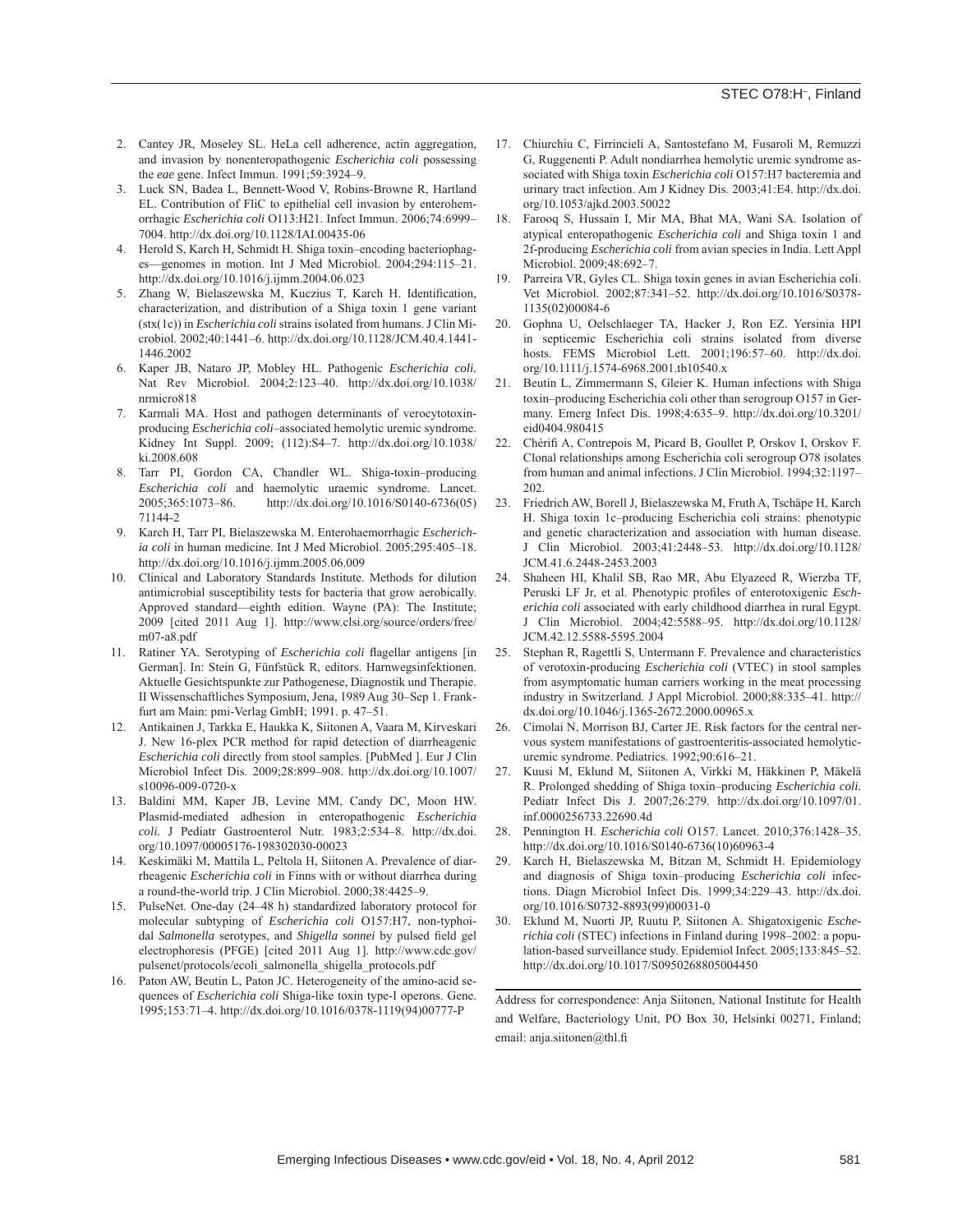2. Cantey JR, Moseley SL. HeLa cell adherence, actin aggregation, and invasion by nonenteropathogenic *Escherichia coli* possessing the *eae* gene. Infect Immun. 1991;59:3924–9.
3. Luck SN, Badea L, Bennett-Wood V, Robins-Browne R, Hartland EL. Contribution of FliC to epithelial cell invasion by enterohemorrhagic *Escherichia coli* O113:H21. Infect Immun. 2006;74:6999–7004. http://dx.doi.org/10.1128/IAI.00435-06
4. Herold S, Karch H, Schmidt H. Shiga toxin–encoding bacteriophages—genomes in motion. Int J Med Microbiol. 2004;294:115–21. http://dx.doi.org/10.1016/j.ijmm.2004.06.023
5. Zhang W, Bielaszewska M, Kuczius T, Karch H. Identification, characterization, and distribution of a Shiga toxin 1 gene variant (stx(1c)) in *Escherichia coli* strains isolated from humans. J Clin Microbiol. 2002;40:1441–6. http://dx.doi.org/10.1128/JCM.40.4.1441-1446.2002
6. Kaper JB, Nataro JP, Mobley HL. Pathogenic *Escherichia coli.* Nat Rev Microbiol. 2004;2:123–40. http://dx.doi.org/10.1038/nrmicro818
7. Karmali MA. Host and pathogen determinants of verocytotoxin-producing *Escherichia coli*–associated hemolytic uremic syndrome. Kidney Int Suppl. 2009; (112):S4–7. http://dx.doi.org/10.1038/ki.2008.608
8. Tarr PI, Gordon CA, Chandler WL. Shiga-toxin–producing *Escherichia coli* and haemolytic uraemic syndrome. Lancet. 2005;365:1073–86. http://dx.doi.org/10.1016/S0140-6736(05)71144-2
9. Karch H, Tarr PI, Bielaszewska M. Enterohaemorrhagic *Escherichia coli* in human medicine. Int J Med Microbiol. 2005;295:405–18. http://dx.doi.org/10.1016/j.ijmm.2005.06.009
10. Clinical and Laboratory Standards Institute. Methods for dilution antimicrobial susceptibility tests for bacteria that grow aerobically. Approved standard—eighth edition. Wayne (PA): The Institute; 2009 [cited 2011 Aug 1]. http://www.clsi.org/source/orders/free/m07-a8.pdf
11. Ratiner YA. Serotyping of *Escherichia coli* flagellar antigens [in German]. In: Stein G, Fünfstück R, editors. Harnwegsinfektionen. Aktuelle Gesichtspunkte zur Pathogenese, Diagnostik und Therapie. II Wissenschaftliches Symposium, Jena, 1989 Aug 30–Sep 1. Frankfurt am Main: pmi-Verlag GmbH; 1991. p. 47–51.
12. Antikainen J, Tarkka E, Haukka K, Siitonen A, Vaara M, Kirveskari J. New 16-plex PCR method for rapid detection of diarrheagenic *Escherichia coli* directly from stool samples. [PubMed ]. Eur J Clin Microbiol Infect Dis. 2009;28:899–908. http://dx.doi.org/10.1007/s10096-009-0720-x
13. Baldini MM, Kaper JB, Levine MM, Candy DC, Moon HW. Plasmid-mediated adhesion in enteropathogenic *Escherichia coli.* J Pediatr Gastroenterol Nutr. 1983;2:534–8. http://dx.doi.org/10.1097/00005176-198302030-00023
14. Keskimäki M, Mattila L, Peltola H, Siitonen A. Prevalence of diarrheagenic *Escherichia coli* in Finns with or without diarrhea during a round-the-world trip. J Clin Microbiol. 2000;38:4425–9.
15. PulseNet. One-day (24–48 h) standardized laboratory protocol for molecular subtyping of *Escherichia coli* O157:H7, non-typhoidal *Salmonella* serotypes, and *Shigella sonnei* by pulsed field gel electrophoresis (PFGE) [cited 2011 Aug 1]. http://www.cdc.gov/pulsenet/protocols/ecoli_salmonella_shigella_protocols.pdf
16. Paton AW, Beutin L, Paton JC. Heterogeneity of the amino-acid sequences of *Escherichia coli* Shiga-like toxin type-I operons. Gene. 1995;153:71–4. http://dx.doi.org/10.1016/0378-1119(94)00777-P
17. Chiurchiu C, Firrincieli A, Santostefano M, Fusaroli M, Remuzzi G, Ruggenenti P. Adult nondiarrhea hemolytic uremic syndrome associated with Shiga toxin *Escherichia coli* O157:H7 bacteremia and urinary tract infection. Am J Kidney Dis. 2003;41:E4. http://dx.doi.org/10.1053/ajkd.2003.50022
18. Farooq S, Hussain I, Mir MA, Bhat MA, Wani SA. Isolation of atypical enteropathogenic *Escherichia coli* and Shiga toxin 1 and 2f-producing *Escherichia coli* from avian species in India. Lett Appl Microbiol. 2009;48:692–7.
19. Parreira VR, Gyles CL. Shiga toxin genes in avian Escherichia coli. Vet Microbiol. 2002;87:341–52. http://dx.doi.org/10.1016/S0378-1135(02)00084-6
20. Gophna U, Oelschlaeger TA, Hacker J, Ron EZ. Yersinia HPI in septicemic Escherichia coli strains isolated from diverse hosts. FEMS Microbiol Lett. 2001;196:57–60. http://dx.doi.org/10.1111/j.1574-6968.2001.tb10540.x
21. Beutin L, Zimmermann S, Gleier K. Human infections with Shiga toxin–producing Escherichia coli other than serogroup O157 in Germany. Emerg Infect Dis. 1998;4:635–9. http://dx.doi.org/10.3201/eid0404.980415
22. Chérifi A, Contrepois M, Picard B, Goullet P, Orskov I, Orskov F. Clonal relationships among Escherichia coli serogroup O78 isolates from human and animal infections. J Clin Microbiol. 1994;32:1197–202.
23. Friedrich AW, Borell J, Bielaszewska M, Fruth A, Tschäpe H, Karch H. Shiga toxin 1c–producing Escherichia coli strains: phenotypic and genetic characterization and association with human disease. J Clin Microbiol. 2003;41:2448–53. http://dx.doi.org/10.1128/JCM.41.6.2448-2453.2003
24. Shaheen HI, Khalil SB, Rao MR, Abu Elyazeed R, Wierzba TF, Peruski LF Jr, et al. Phenotypic profiles of enterotoxigenic *Escherichia coli* associated with early childhood diarrhea in rural Egypt. J Clin Microbiol. 2004;42:5588–95. http://dx.doi.org/10.1128/JCM.42.12.5588-5595.2004
25. Stephan R, Ragettli S, Untermann F. Prevalence and characteristics of verotoxin-producing *Escherichia coli* (VTEC) in stool samples from asymptomatic human carriers working in the meat processing industry in Switzerland. J Appl Microbiol. 2000;88:335–41. http://dx.doi.org/10.1046/j.1365-2672.2000.00965.x
26. Cimolai N, Morrison BJ, Carter JE. Risk factors for the central nervous system manifestations of gastroenteritis-associated hemolytic-uremic syndrome. Pediatrics. 1992;90:616–21.
27. Kuusi M, Eklund M, Siitonen A, Virkki M, Häkkinen P, Mäkelä R. Prolonged shedding of Shiga toxin–producing *Escherichia coli.* Pediatr Infect Dis J. 2007;26:279. http://dx.doi.org/10.1097/01.inf.0000256733.22690.4d
28. Pennington H. *Escherichia coli* O157. Lancet. 2010;376:1428–35. http://dx.doi.org/10.1016/S0140-6736(10)60963-4
29. Karch H, Bielaszewska M, Bitzan M, Schmidt H. Epidemiology and diagnosis of Shiga toxin–producing *Escherichia coli* infections. Diagn Microbiol Infect Dis. 1999;34:229–43. http://dx.doi.org/10.1016/S0732-8893(99)00031-0
30. Eklund M, Nuorti JP, Ruutu P, Siitonen A. Shigatoxigenic *Escherichia coli* (STEC) infections in Finland during 1998–2002: a population-based surveillance study. Epidemiol Infect. 2005;133:845–52. http://dx.doi.org/10.1017/S0950268805004450

Address for correspondence: Anja Siitonen, National Institute for Health and Welfare, Bacteriology Unit, PO Box 30, Helsinki 00271, Finland; email: anja.siitonen@thl.fi